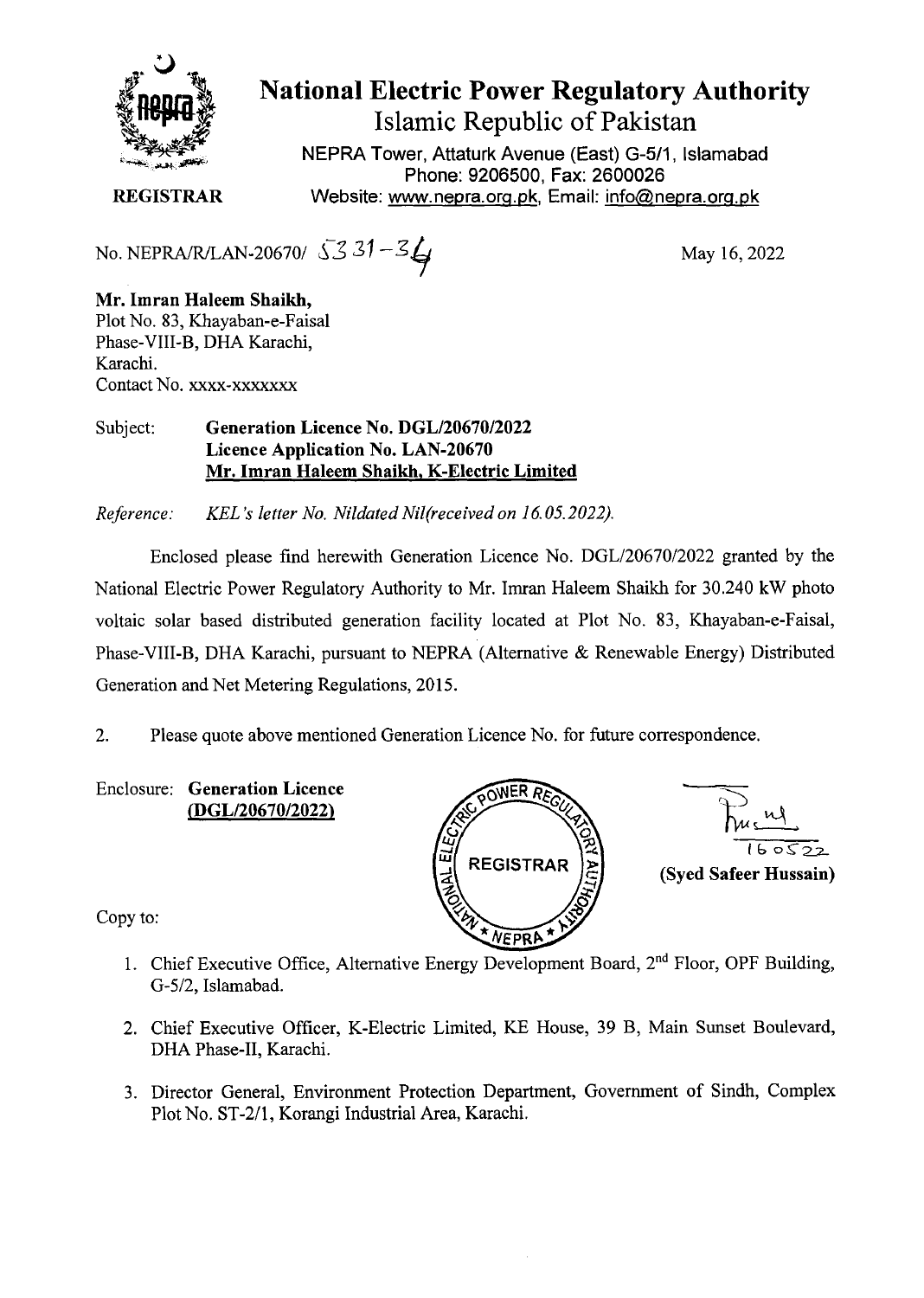# National Electric Power Regulatory Authority

## Islamic Republic of Pakistan

NEPRA Tower, Attaturk Avenue (East) G-5/1, Islamabad
Phone: 9206500, Fax: 2600026
Website: www.nepra.org.pk, Email: info@nepra.org.pk

**REGISTRAR**

No. NEPRA/R/LAN-20670/ 5331-34

May 16, 2022

**Mr. Imran Haleem Shaikh,**
Plot No. 83, Khayaban-e-Faisal
Phase-VIII-B, DHA Karachi,
Karachi.
Contact No. xxxx-xxxxxxx

Subject: **Generation Licence No. DGL/20670/2022**
**Licence Application No. LAN-20670**
**Mr. Imran Haleem Shaikh, K-Electric Limited**

*Reference: KEL's letter No. Nildated Nil(received on 16.05.2022).*

Enclosed please find herewith Generation Licence No. DGL/20670/2022 granted by the National Electric Power Regulatory Authority to Mr. Imran Haleem Shaikh for 30.240 kW photo voltaic solar based distributed generation facility located at Plot No. 83, Khayaban-e-Faisal, Phase-VIII-B, DHA Karachi, pursuant to NEPRA (Alternative & Renewable Energy) Distributed Generation and Net Metering Regulations, 2015.

2. Please quote above mentioned Generation Licence No. for future correspondence.

Enclosure: **Generation Licence**
**(DGL/20670/2022)**

16.05.22
**(Syed Safeer Hussain)**

Copy to:

1. Chief Executive Office, Alternative Energy Development Board, 2nd Floor, OPF Building, G-5/2, Islamabad.
2. Chief Executive Officer, K-Electric Limited, KE House, 39 B, Main Sunset Boulevard, DHA Phase-II, Karachi.
3. Director General, Environment Protection Department, Government of Sindh, Complex Plot No. ST-2/1, Korangi Industrial Area, Karachi.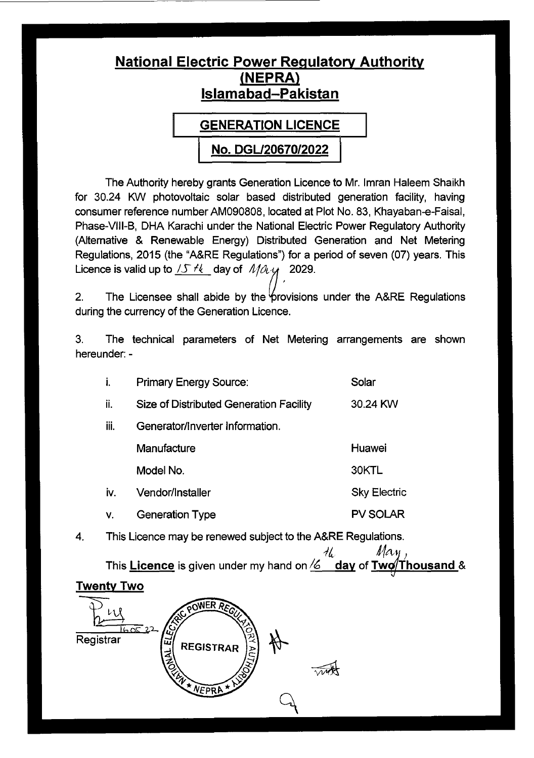# National Electric Power Regulatory Authority (NEPRA) Islamabad–Pakistan

## GENERATION LICENCE

## No. DGL/20670/2022

The Authority hereby grants Generation Licence to Mr. Imran Haleem Shaikh for 30.24 KW photovoltaic solar based distributed generation facility, having consumer reference number AM090808, located at Plot No. 83, Khayaban-e-Faisal, Phase-VIII-B, DHA Karachi under the National Electric Power Regulatory Authority (Alternative & Renewable Energy) Distributed Generation and Net Metering Regulations, 2015 (the "A&RE Regulations") for a period of seven (07) years. This Licence is valid up to 15th day of May 2029.

2. The Licensee shall abide by the provisions under the A&RE Regulations during the currency of the Generation Licence.

3. The technical parameters of Net Metering arrangements are shown hereunder: -

| | | |
|---|---|---|
| i. | Primary Energy Source: | Solar |
| ii. | Size of Distributed Generation Facility | 30.24 KW |
| iii. | Generator/Inverter Information. | |
| | Manufacture | Huawei |
| | Model No. | 30KTL |
| iv. | Vendor/Installer | Sky Electric |
| v. | Generation Type | PV SOLAR |

4. This Licence may be renewed subject to the A&RE Regulations.

This **Licence** is given under my hand on 16th **day** of May, **Two Thousand** & **Twenty Two**

16.05.22

Registrar

REGISTRAR NATIONAL ELECTRIC POWER REGULATORY AUTHORITY NEPRA